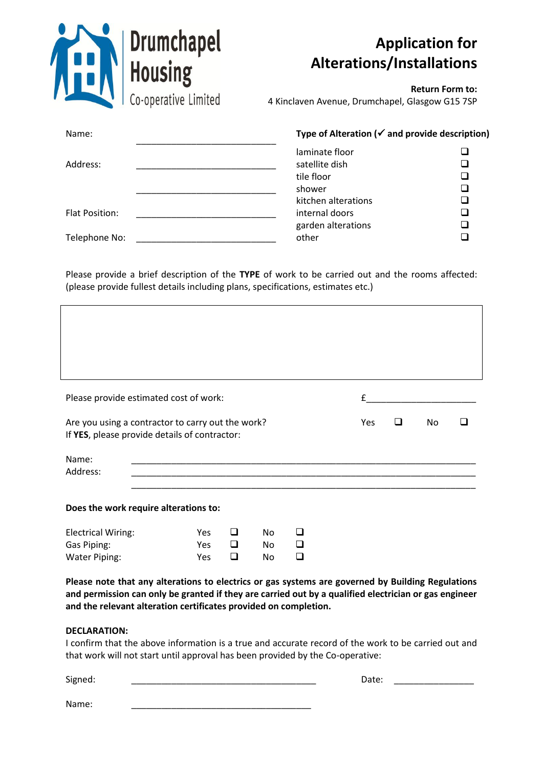Drumchapel Housing Co-operative Limited

# Application for Alterations/Installations

**Return Form to:**
4 Kinclaven Avenue, Drumchapel, Glasgow G15 7SP

Name: ______________________________

Address: ______________________________

______________________________

Flat Position: ______________________________

Telephone No: ______________________________

**Type of Alteration (✓ and provide description)**

| | |
|---|---|
| laminate floor | ❑ |
| satellite dish | ❑ |
| tile floor | ❑ |
| shower | ❑ |
| kitchen alterations | ❑ |
| internal doors | ❑ |
| garden alterations | ❑ |
| other | ❑ |

Please provide a brief description of the **TYPE** of work to be carried out and the rooms affected: (please provide fullest details including plans, specifications, estimates etc.)

| |
|---|
| |

Please provide estimated cost of work: £______________________

Are you using a contractor to carry out the work? Yes ❑ No ❑
If **YES**, please provide details of contractor:

Name: ______________________________________________________________________

Address: ______________________________________________________________________

______________________________________________________________________

**Does the work require alterations to:**

| | | | | |
|---|---|---|---|---|
| Electrical Wiring: | Yes | ❑ | No | ❑ |
| Gas Piping: | Yes | ❑ | No | ❑ |
| Water Piping: | Yes | ❑ | No | ❑ |

**Please note that any alterations to electrics or gas systems are governed by Building Regulations and permission can only be granted if they are carried out by a qualified electrician or gas engineer and the relevant alteration certificates provided on completion.**

**DECLARATION:**
I confirm that the above information is a true and accurate record of the work to be carried out and that work will not start until approval has been provided by the Co-operative:

Signed: ______________________________________ Date: ________________

Name: ______________________________________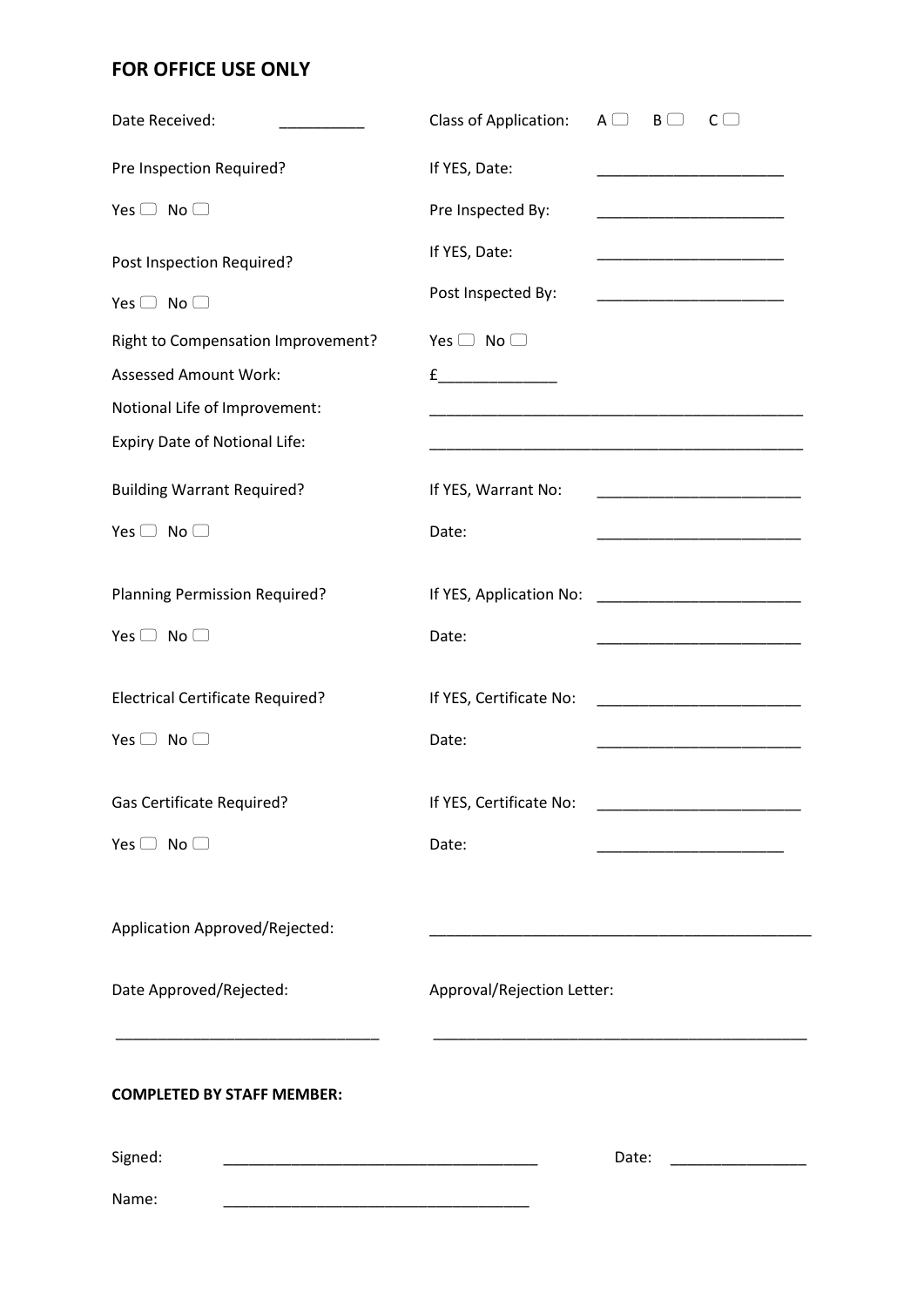## FOR OFFICE USE ONLY

Date Received: __________

Class of Application: A ☐ B ☐ C ☐

Pre Inspection Required?

Yes ☐ No ☐

If YES, Date: ______________________

Pre Inspected By: ______________________

Post Inspection Required?

Yes ☐ No ☐

If YES, Date: ______________________

Post Inspected By: ______________________

Right to Compensation Improvement? Yes ☐ No ☐

Assessed Amount Work: £______________

Notional Life of Improvement: ______________________________________________

Expiry Date of Notional Life: ______________________________________________

Building Warrant Required?

Yes ☐ No ☐

If YES, Warrant No: ________________________

Date: ________________________

Planning Permission Required?

Yes ☐ No ☐

If YES, Application No: ________________________

Date: ________________________

Electrical Certificate Required?

Yes ☐ No ☐

If YES, Certificate No: ________________________

Date: ________________________

Gas Certificate Required?

Yes ☐ No ☐

If YES, Certificate No: ________________________

Date: ______________________

Application Approved/Rejected: ______________________________________________

Date Approved/Rejected: _______________________________

Approval/Rejection Letter: ______________________________________________

**COMPLETED BY STAFF MEMBER:**

Signed: _____________________________________ Date: ________________

Name: ____________________________________